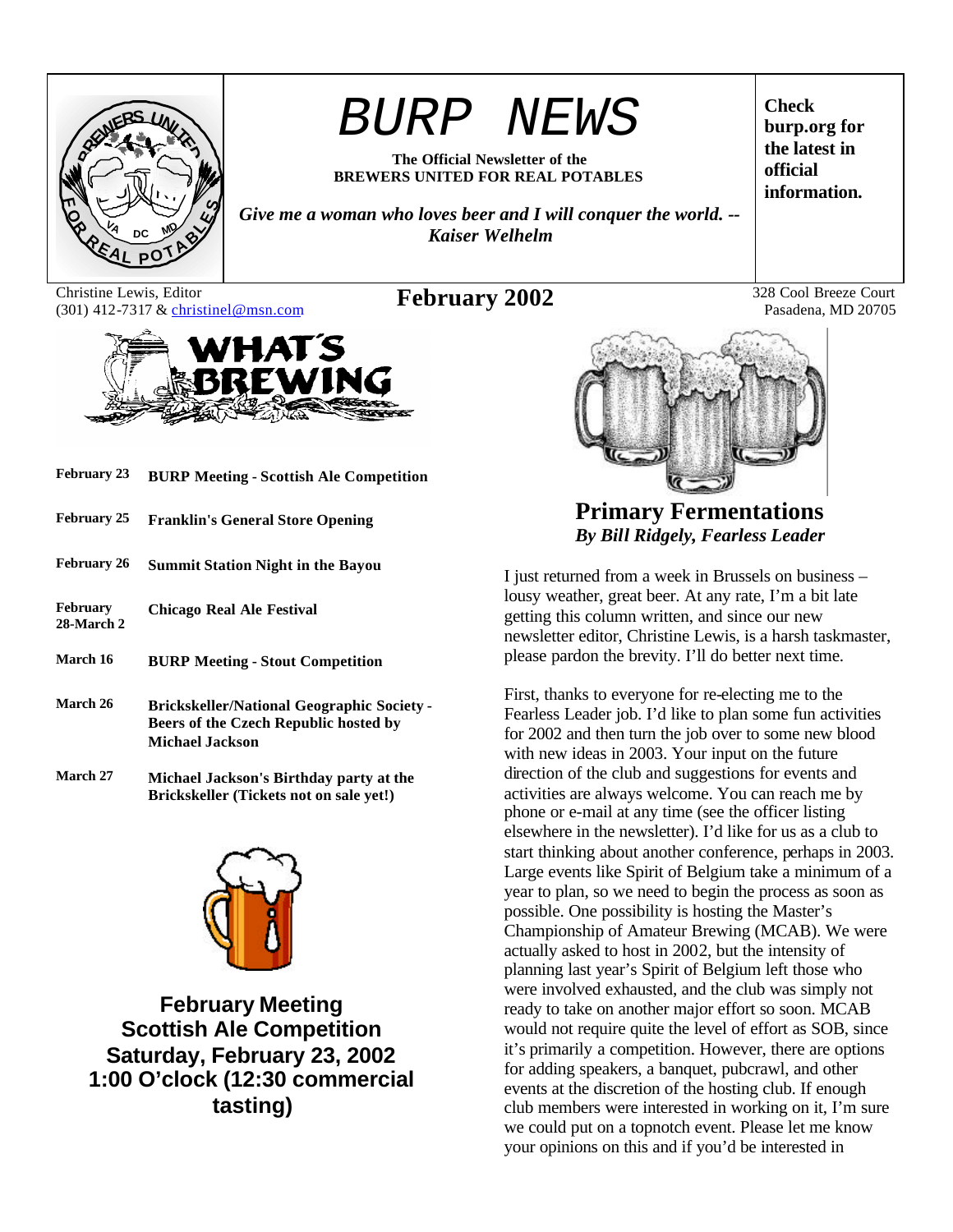# BURP NEWS

**The Official Newsletter of the BREWERS UNITED FOR REAL POTABLES**

***Give me a woman who loves beer and I will conquer the world. -- Kaiser Welhelm***

**Check burp.org for the latest in official information.**

Christine Lewis, Editor
(301) 412-7317 & christinel@msn.com

**February 2002**

328 Cool Breeze Court
Pasadena, MD 20705

## WHAT'S BREWING

| | |
|---|---|
| **February 23** | **BURP Meeting - Scottish Ale Competition** |
| **February 25** | **Franklin's General Store Opening** |
| **February 26** | **Summit Station Night in the Bayou** |
| **February 28-March 2** | **Chicago Real Ale Festival** |
| **March 16** | **BURP Meeting - Stout Competition** |
| **March 26** | **Brickskeller/National Geographic Society - Beers of the Czech Republic hosted by Michael Jackson** |
| **March 27** | **Michael Jackson's Birthday party at the Brickskeller (Tickets not on sale yet!)** |

**February Meeting**
**Scottish Ale Competition**
**Saturday, February 23, 2002**
**1:00 O'clock (12:30 commercial tasting)**

## Primary Fermentations

***By Bill Ridgely, Fearless Leader***

I just returned from a week in Brussels on business – lousy weather, great beer. At any rate, I'm a bit late getting this column written, and since our new newsletter editor, Christine Lewis, is a harsh taskmaster, please pardon the brevity. I'll do better next time.

First, thanks to everyone for re-electing me to the Fearless Leader job. I'd like to plan some fun activities for 2002 and then turn the job over to some new blood with new ideas in 2003. Your input on the future direction of the club and suggestions for events and activities are always welcome. You can reach me by phone or e-mail at any time (see the officer listing elsewhere in the newsletter). I'd like for us as a club to start thinking about another conference, perhaps in 2003. Large events like Spirit of Belgium take a minimum of a year to plan, so we need to begin the process as soon as possible. One possibility is hosting the Master's Championship of Amateur Brewing (MCAB). We were actually asked to host in 2002, but the intensity of planning last year's Spirit of Belgium left those who were involved exhausted, and the club was simply not ready to take on another major effort so soon. MCAB would not require quite the level of effort as SOB, since it's primarily a competition. However, there are options for adding speakers, a banquet, pubcrawl, and other events at the discretion of the hosting club. If enough club members were interested in working on it, I'm sure we could put on a topnotch event. Please let me know your opinions on this and if you'd be interested in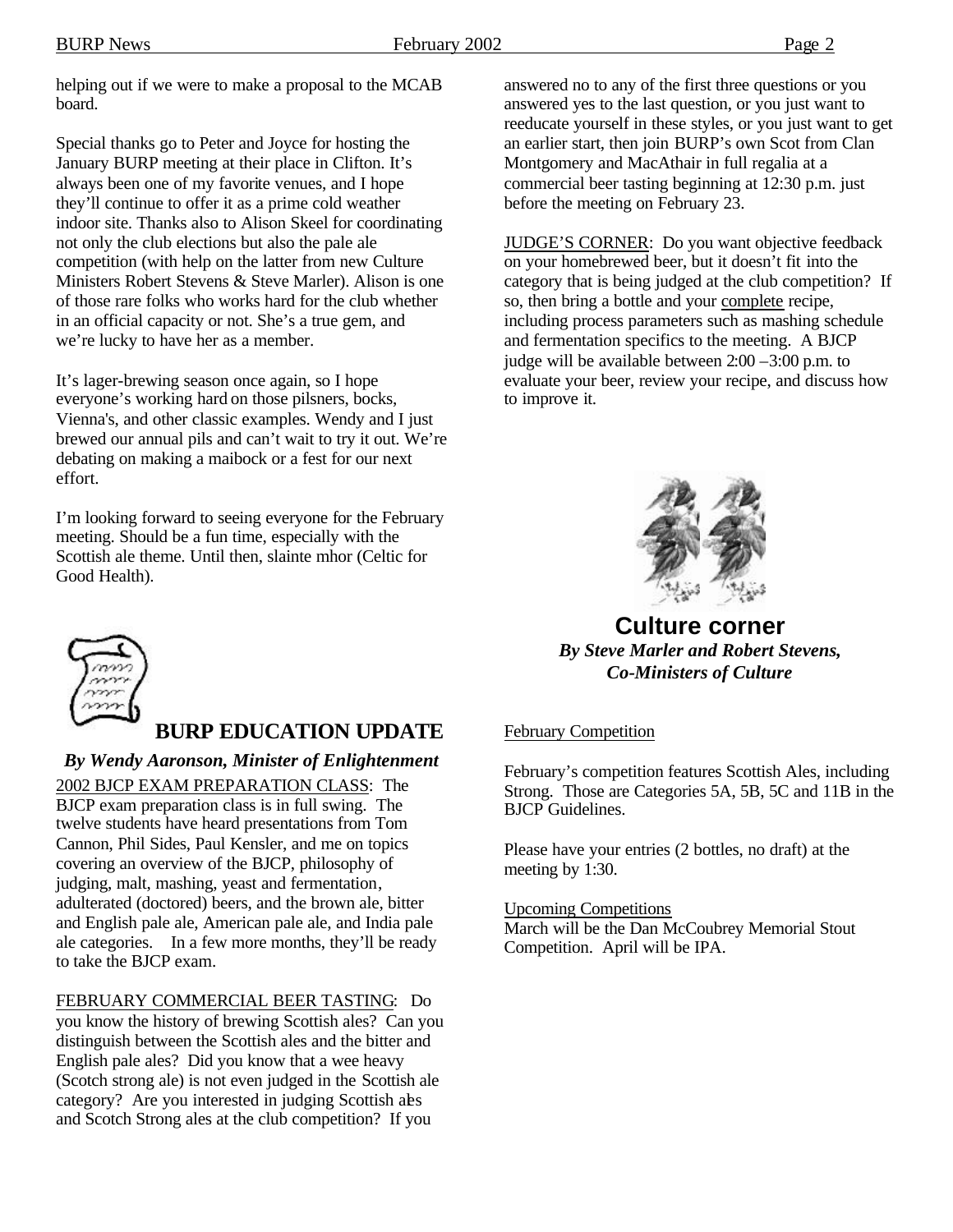helping out if we were to make a proposal to the MCAB board.

Special thanks go to Peter and Joyce for hosting the January BURP meeting at their place in Clifton. It's always been one of my favorite venues, and I hope they'll continue to offer it as a prime cold weather indoor site. Thanks also to Alison Skeel for coordinating not only the club elections but also the pale ale competition (with help on the latter from new Culture Ministers Robert Stevens & Steve Marler). Alison is one of those rare folks who works hard for the club whether in an official capacity or not. She's a true gem, and we're lucky to have her as a member.

It's lager-brewing season once again, so I hope everyone's working hard on those pilsners, bocks, Vienna's, and other classic examples. Wendy and I just brewed our annual pils and can't wait to try it out. We're debating on making a maibock or a fest for our next effort.

I'm looking forward to seeing everyone for the February meeting. Should be a fun time, especially with the Scottish ale theme. Until then, slainte mhor (Celtic for Good Health).

## BURP EDUCATION UPDATE

***By Wendy Aaronson, Minister of Enlightenment***

2002 BJCP EXAM PREPARATION CLASS: The BJCP exam preparation class is in full swing. The twelve students have heard presentations from Tom Cannon, Phil Sides, Paul Kensler, and me on topics covering an overview of the BJCP, philosophy of judging, malt, mashing, yeast and fermentation, adulterated (doctored) beers, and the brown ale, bitter and English pale ale, American pale ale, and India pale ale categories. In a few more months, they'll be ready to take the BJCP exam.

FEBRUARY COMMERCIAL BEER TASTING: Do you know the history of brewing Scottish ales? Can you distinguish between the Scottish ales and the bitter and English pale ales? Did you know that a wee heavy (Scotch strong ale) is not even judged in the Scottish ale category? Are you interested in judging Scottish ales and Scotch Strong ales at the club competition? If you answered no to any of the first three questions or you answered yes to the last question, or you just want to reeducate yourself in these styles, or you just want to get an earlier start, then join BURP's own Scot from Clan Montgomery and MacAthair in full regalia at a commercial beer tasting beginning at 12:30 p.m. just before the meeting on February 23.

JUDGE'S CORNER: Do you want objective feedback on your homebrewed beer, but it doesn't fit into the category that is being judged at the club competition? If so, then bring a bottle and your complete recipe, including process parameters such as mashing schedule and fermentation specifics to the meeting. A BJCP judge will be available between 2:00 – 3:00 p.m. to evaluate your beer, review your recipe, and discuss how to improve it.

## Culture corner

***By Steve Marler and Robert Stevens, Co-Ministers of Culture***

February Competition

February's competition features Scottish Ales, including Strong. Those are Categories 5A, 5B, 5C and 11B in the BJCP Guidelines.

Please have your entries (2 bottles, no draft) at the meeting by 1:30.

Upcoming Competitions

March will be the Dan McCoubrey Memorial Stout Competition. April will be IPA.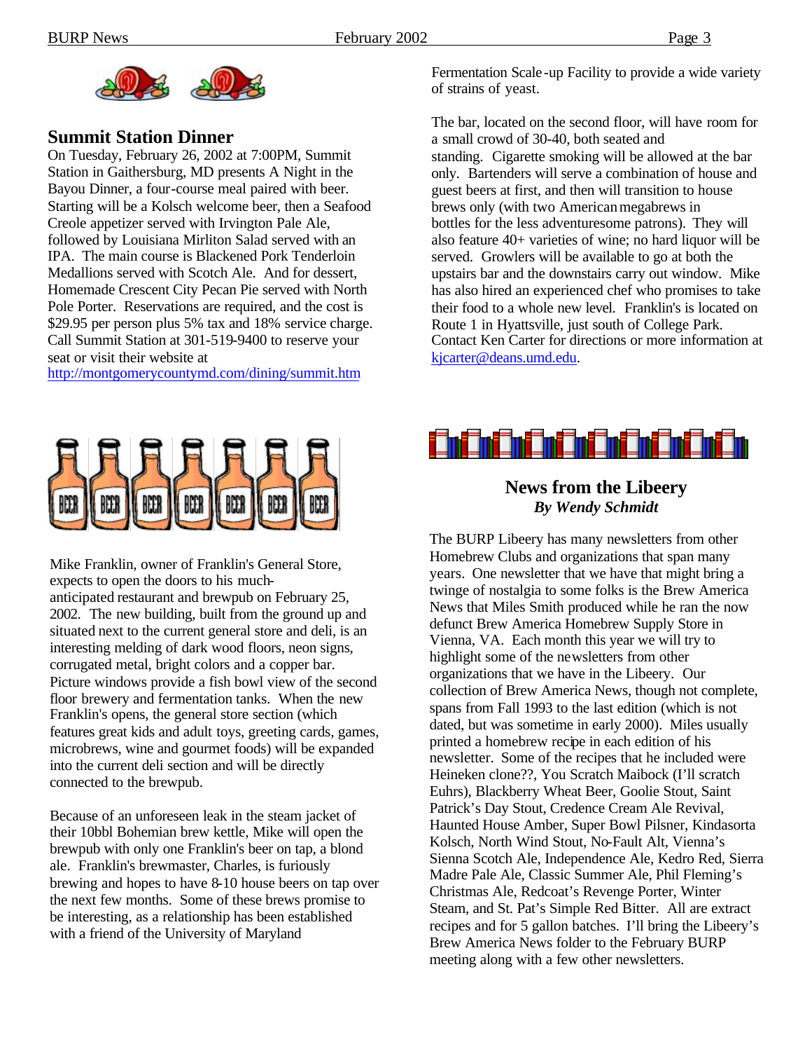## Summit Station Dinner

On Tuesday, February 26, 2002 at 7:00PM, Summit Station in Gaithersburg, MD presents A Night in the Bayou Dinner, a four-course meal paired with beer. Starting will be a Kolsch welcome beer, then a Seafood Creole appetizer served with Irvington Pale Ale, followed by Louisiana Mirliton Salad served with an IPA. The main course is Blackened Pork Tenderloin Medallions served with Scotch Ale. And for dessert, Homemade Crescent City Pecan Pie served with North Pole Porter. Reservations are required, and the cost is $29.95 per person plus 5% tax and 18% service charge. Call Summit Station at 301-519-9400 to reserve your seat or visit their website at http://montgomerycountymd.com/dining/summit.htm

Mike Franklin, owner of Franklin's General Store, expects to open the doors to his much-anticipated restaurant and brewpub on February 25, 2002. The new building, built from the ground up and situated next to the current general store and deli, is an interesting melding of dark wood floors, neon signs, corrugated metal, bright colors and a copper bar. Picture windows provide a fish bowl view of the second floor brewery and fermentation tanks. When the new Franklin's opens, the general store section (which features great kids and adult toys, greeting cards, games, microbrews, wine and gourmet foods) will be expanded into the current deli section and will be directly connected to the brewpub.

Because of an unforeseen leak in the steam jacket of their 10bbl Bohemian brew kettle, Mike will open the brewpub with only one Franklin's beer on tap, a blond ale. Franklin's brewmaster, Charles, is furiously brewing and hopes to have 8-10 house beers on tap over the next few months. Some of these brews promise to be interesting, as a relationship has been established with a friend of the University of Maryland Fermentation Scale-up Facility to provide a wide variety of strains of yeast.

The bar, located on the second floor, will have room for a small crowd of 30-40, both seated and standing. Cigarette smoking will be allowed at the bar only. Bartenders will serve a combination of house and guest beers at first, and then will transition to house brews only (with two American megabrews in bottles for the less adventuresome patrons). They will also feature 40+ varieties of wine; no hard liquor will be served. Growlers will be available to go at both the upstairs bar and the downstairs carry out window. Mike has also hired an experienced chef who promises to take their food to a whole new level. Franklin's is located on Route 1 in Hyattsville, just south of College Park. Contact Ken Carter for directions or more information at kjcarter@deans.umd.edu.

## News from the Libeery

***By Wendy Schmidt***

The BURP Libeery has many newsletters from other Homebrew Clubs and organizations that span many years. One newsletter that we have that might bring a twinge of nostalgia to some folks is the Brew America News that Miles Smith produced while he ran the now defunct Brew America Homebrew Supply Store in Vienna, VA. Each month this year we will try to highlight some of the newsletters from other organizations that we have in the Libeery. Our collection of Brew America News, though not complete, spans from Fall 1993 to the last edition (which is not dated, but was sometime in early 2000). Miles usually printed a homebrew recipe in each edition of his newsletter. Some of the recipes that he included were Heineken clone??, You Scratch Maibock (I'll scratch Euhrs), Blackberry Wheat Beer, Goolie Stout, Saint Patrick's Day Stout, Credence Cream Ale Revival, Haunted House Amber, Super Bowl Pilsner, Kindasorta Kolsch, North Wind Stout, No-Fault Alt, Vienna's Sienna Scotch Ale, Independence Ale, Kedro Red, Sierra Madre Pale Ale, Classic Summer Ale, Phil Fleming's Christmas Ale, Redcoat's Revenge Porter, Winter Steam, and St. Pat's Simple Red Bitter. All are extract recipes and for 5 gallon batches. I'll bring the Libeery's Brew America News folder to the February BURP meeting along with a few other newsletters.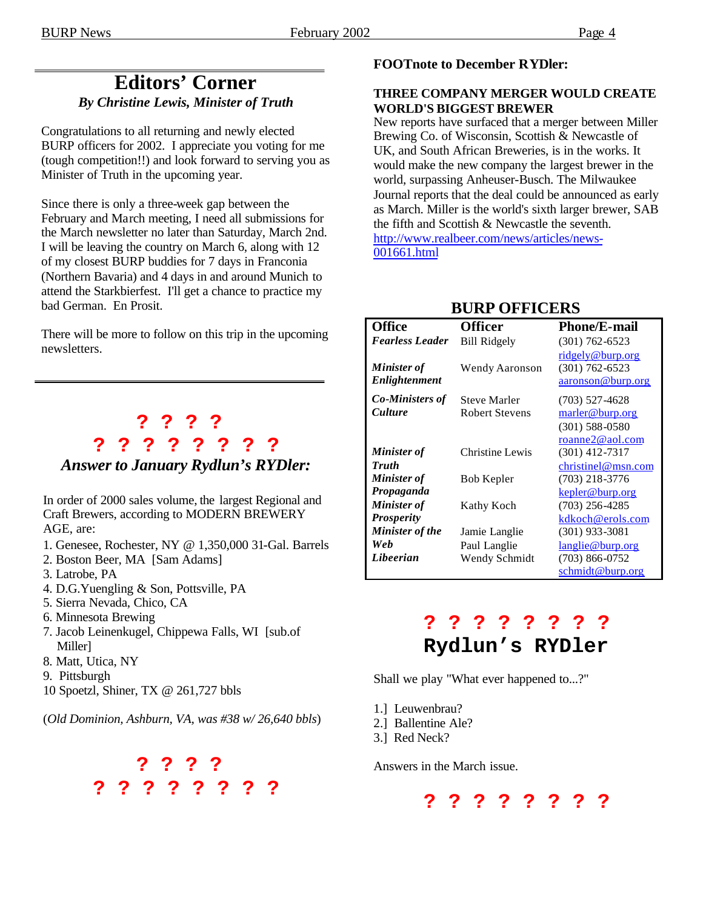## Editors' Corner

*By Christine Lewis, Minister of Truth*

Congratulations to all returning and newly elected BURP officers for 2002. I appreciate you voting for me (tough competition!!) and look forward to serving you as Minister of Truth in the upcoming year.

Since there is only a three-week gap between the February and March meeting, I need all submissions for the March newsletter no later than Saturday, March 2nd. I will be leaving the country on March 6, along with 12 of my closest BURP buddies for 7 days in Franconia (Northern Bavaria) and 4 days in and around Munich to attend the Starkbierfest. I'll get a chance to practice my bad German. En Prosit.

There will be more to follow on this trip in the upcoming newsletters.

? ? ? ?
? ? ? ? ? ? ? ?

## *Answer to January Rydlun's RYDler:*

In order of 2000 sales volume, the largest Regional and Craft Brewers, according to MODERN BREWERY AGE, are:

1. Genesee, Rochester, NY @ 1,350,000 31-Gal. Barrels
2. Boston Beer, MA [Sam Adams]
3. Latrobe, PA
4. D.G.Yuengling & Son, Pottsville, PA
5. Sierra Nevada, Chico, CA
6. Minnesota Brewing
7. Jacob Leinenkugel, Chippewa Falls, WI [sub.of Miller]
8. Matt, Utica, NY
9. Pittsburgh
10 Spoetzl, Shiner, TX @ 261,727 bbls

(*Old Dominion, Ashburn, VA, was #38 w/ 26,640 bbls*)

? ? ? ?
? ? ? ? ? ? ? ?

### FOOTnote to December RYDler:

**THREE COMPANY MERGER WOULD CREATE WORLD'S BIGGEST BREWER**

New reports have surfaced that a merger between Miller Brewing Co. of Wisconsin, Scottish & Newcastle of UK, and South African Breweries, is in the works. It would make the new company the largest brewer in the world, surpassing Anheuser-Busch. The Milwaukee Journal reports that the deal could be announced as early as March. Miller is the world's sixth larger brewer, SAB the fifth and Scottish & Newcastle the seventh.
http://www.realbeer.com/news/articles/news-001661.html

## BURP OFFICERS

| Office | Officer | Phone/E-mail |
|---|---|---|
| ***Fearless Leader*** | Bill Ridgely | (301) 762-6523 ridgely@burp.org |
| ***Minister of Enlightenment*** | Wendy Aaronson | (301) 762-6523 aaronson@burp.org |
| ***Co-Ministers of Culture*** | Steve Marler<br>Robert Stevens | (703) 527-4628 marler@burp.org<br>(301) 588-0580 roanne2@aol.com |
| ***Minister of Truth*** | Christine Lewis | (301) 412-7317 christinel@msn.com |
| ***Minister of Propaganda*** | Bob Kepler | (703) 218-3776 kepler@burp.org |
| ***Minister of Prosperity*** | Kathy Koch | (703) 256-4285 kdkoch@erols.com |
| ***Minister of the Web*** | Jamie Langlie<br>Paul Langlie | (301) 933-3081 langlie@burp.org |
| ***Libeerian*** | Wendy Schmidt | (703) 866-0752 schmidt@burp.org |

? ? ? ? ? ? ? ?

## Rydlun's RYDler

Shall we play "What ever happened to...?"

1.] Leuwenbrau?
2.] Ballentine Ale?
3.] Red Neck?

Answers in the March issue.

? ? ? ? ? ? ? ?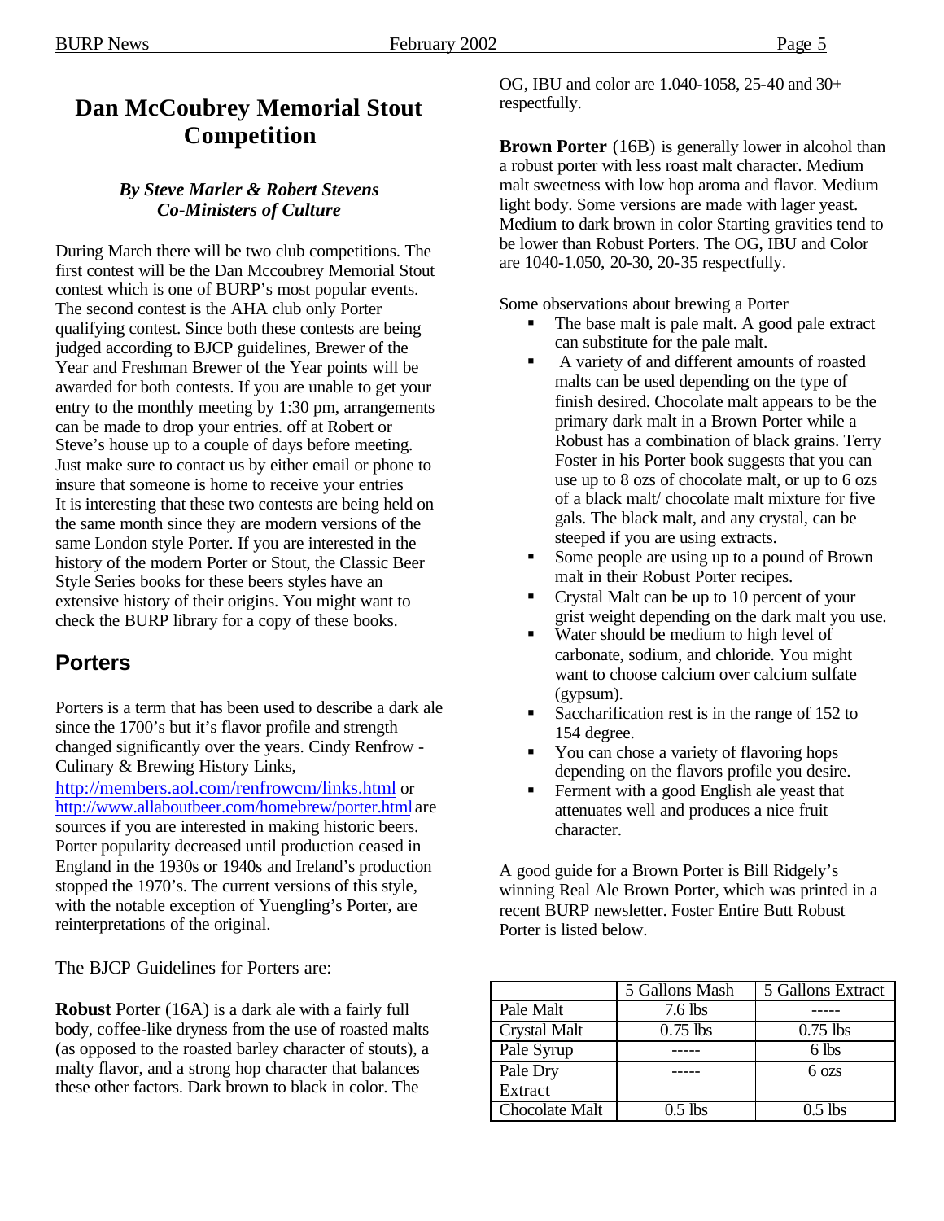# Dan McCoubrey Memorial Stout Competition

***By Steve Marler & Robert Stevens***
***Co-Ministers of Culture***

During March there will be two club competitions. The first contest will be the Dan Mccoubrey Memorial Stout contest which is one of BURP's most popular events. The second contest is the AHA club only Porter qualifying contest. Since both these contests are being judged according to BJCP guidelines, Brewer of the Year and Freshman Brewer of the Year points will be awarded for both contests. If you are unable to get your entry to the monthly meeting by 1:30 pm, arrangements can be made to drop your entries. off at Robert or Steve's house up to a couple of days before meeting. Just make sure to contact us by either email or phone to insure that someone is home to receive your entries
It is interesting that these two contests are being held on the same month since they are modern versions of the same London style Porter. If you are interested in the history of the modern Porter or Stout, the Classic Beer Style Series books for these beers styles have an extensive history of their origins. You might want to check the BURP library for a copy of these books.

## Porters

Porters is a term that has been used to describe a dark ale since the 1700's but it's flavor profile and strength changed significantly over the years. Cindy Renfrow - Culinary & Brewing History Links, http://members.aol.com/renfrowcm/links.html or http://www.allaboutbeer.com/homebrew/porter.html are sources if you are interested in making historic beers. Porter popularity decreased until production ceased in England in the 1930s or 1940s and Ireland's production stopped the 1970's. The current versions of this style, with the notable exception of Yuengling's Porter, are reinterpretations of the original.

The BJCP Guidelines for Porters are:

**Robust** Porter (16A) is a dark ale with a fairly full body, coffee-like dryness from the use of roasted malts (as opposed to the roasted barley character of stouts), a malty flavor, and a strong hop character that balances these other factors. Dark brown to black in color. The OG, IBU and color are 1.040-1058, 25-40 and 30+ respectfully.

**Brown Porter** (16B) is generally lower in alcohol than a robust porter with less roast malt character. Medium malt sweetness with low hop aroma and flavor. Medium light body. Some versions are made with lager yeast. Medium to dark brown in color Starting gravities tend to be lower than Robust Porters. The OG, IBU and Color are 1040-1.050, 20-30, 20-35 respectfully.

Some observations about brewing a Porter

- The base malt is pale malt. A good pale extract can substitute for the pale malt.
- A variety of and different amounts of roasted malts can be used depending on the type of finish desired. Chocolate malt appears to be the primary dark malt in a Brown Porter while a Robust has a combination of black grains. Terry Foster in his Porter book suggests that you can use up to 8 ozs of chocolate malt, or up to 6 ozs of a black malt/ chocolate malt mixture for five gals. The black malt, and any crystal, can be steeped if you are using extracts.
- Some people are using up to a pound of Brown malt in their Robust Porter recipes.
- Crystal Malt can be up to 10 percent of your grist weight depending on the dark malt you use.
- Water should be medium to high level of carbonate, sodium, and chloride. You might want to choose calcium over calcium sulfate (gypsum).
- Saccharification rest is in the range of 152 to 154 degree.
- You can chose a variety of flavoring hops depending on the flavors profile you desire.
- Ferment with a good English ale yeast that attenuates well and produces a nice fruit character.

A good guide for a Brown Porter is Bill Ridgely's winning Real Ale Brown Porter, which was printed in a recent BURP newsletter. Foster Entire Butt Robust Porter is listed below.

| | 5 Gallons Mash | 5 Gallons Extract |
|---|---|---|
| Pale Malt | 7.6 lbs | ----- |
| Crystal Malt | 0.75 lbs | 0.75 lbs |
| Pale Syrup | ----- | 6 lbs |
| Pale Dry Extract | ----- | 6 ozs |
| Chocolate Malt | 0.5 lbs | 0.5 lbs |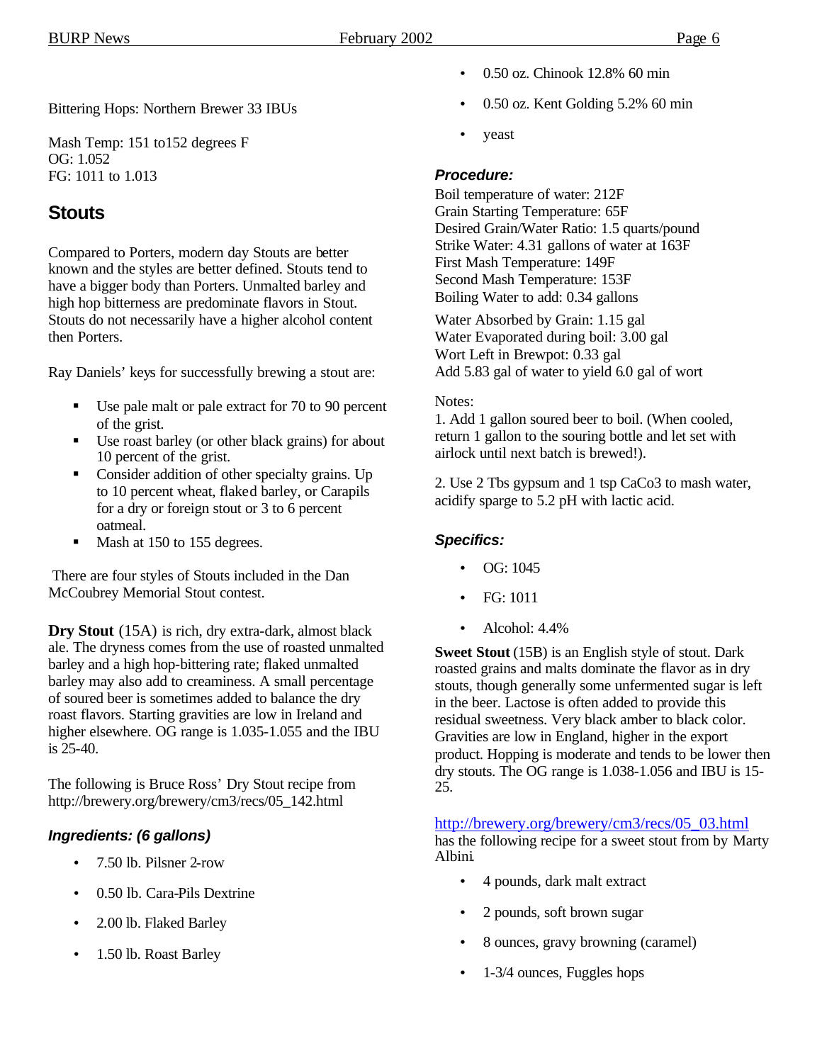Bittering Hops: Northern Brewer 33 IBUs

Mash Temp: 151 to152 degrees F
OG: 1.052
FG: 1011 to 1.013

## Stouts

Compared to Porters, modern day Stouts are better known and the styles are better defined. Stouts tend to have a bigger body than Porters. Unmalted barley and high hop bitterness are predominate flavors in Stout. Stouts do not necessarily have a higher alcohol content then Porters.

Ray Daniels' keys for successfully brewing a stout are:

- Use pale malt or pale extract for 70 to 90 percent of the grist.
- Use roast barley (or other black grains) for about 10 percent of the grist.
- Consider addition of other specialty grains. Up to 10 percent wheat, flaked barley, or Carapils for a dry or foreign stout or 3 to 6 percent oatmeal.
- Mash at 150 to 155 degrees.

There are four styles of Stouts included in the Dan McCoubrey Memorial Stout contest.

**Dry Stout** (15A) is rich, dry extra-dark, almost black ale. The dryness comes from the use of roasted unmalted barley and a high hop-bittering rate; flaked unmalted barley may also add to creaminess. A small percentage of soured beer is sometimes added to balance the dry roast flavors. Starting gravities are low in Ireland and higher elsewhere. OG range is 1.035-1.055 and the IBU is 25-40.

The following is Bruce Ross' Dry Stout recipe from http://brewery.org/brewery/cm3/recs/05_142.html

### *Ingredients: (6 gallons)*

- 7.50 lb. Pilsner 2-row
- 0.50 lb. Cara-Pils Dextrine
- 2.00 lb. Flaked Barley
- 1.50 lb. Roast Barley
- 0.50 oz. Chinook 12.8% 60 min
- 0.50 oz. Kent Golding 5.2% 60 min
- yeast

### *Procedure:*

Boil temperature of water: 212F
Grain Starting Temperature: 65F
Desired Grain/Water Ratio: 1.5 quarts/pound
Strike Water: 4.31 gallons of water at 163F
First Mash Temperature: 149F
Second Mash Temperature: 153F
Boiling Water to add: 0.34 gallons

Water Absorbed by Grain: 1.15 gal
Water Evaporated during boil: 3.00 gal
Wort Left in Brewpot: 0.33 gal
Add 5.83 gal of water to yield 6.0 gal of wort

Notes:
1. Add 1 gallon soured beer to boil. (When cooled, return 1 gallon to the souring bottle and let set with airlock until next batch is brewed!).

2. Use 2 Tbs gypsum and 1 tsp CaCo3 to mash water, acidify sparge to 5.2 pH with lactic acid.

### *Specifics:*

- OG: 1045
- FG: 1011
- Alcohol: 4.4%

**Sweet Stout** (15B) is an English style of stout. Dark roasted grains and malts dominate the flavor as in dry stouts, though generally some unfermented sugar is left in the beer. Lactose is often added to provide this residual sweetness. Very black amber to black color. Gravities are low in England, higher in the export product. Hopping is moderate and tends to be lower then dry stouts. The OG range is 1.038-1.056 and IBU is 15-25.

http://brewery.org/brewery/cm3/recs/05_03.html has the following recipe for a sweet stout from by Marty Albini.

- 4 pounds, dark malt extract
- 2 pounds, soft brown sugar
- 8 ounces, gravy browning (caramel)
- 1-3/4 ounces, Fuggles hops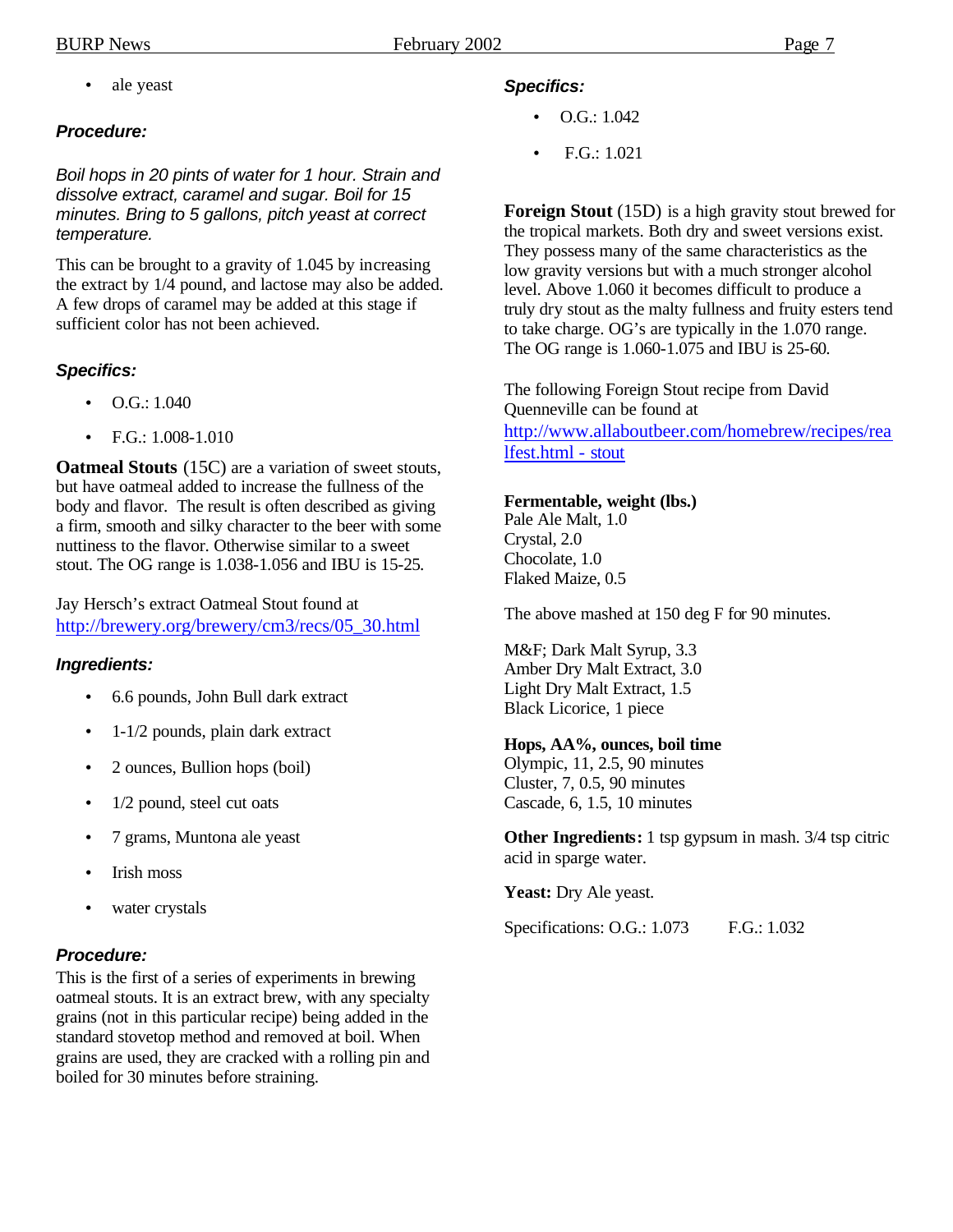- ale yeast

***Procedure:***

*Boil hops in 20 pints of water for 1 hour. Strain and dissolve extract, caramel and sugar. Boil for 15 minutes. Bring to 5 gallons, pitch yeast at correct temperature.*

This can be brought to a gravity of 1.045 by increasing the extract by 1/4 pound, and lactose may also be added. A few drops of caramel may be added at this stage if sufficient color has not been achieved.

***Specifics:***

- O.G.: 1.040
- F.G.: 1.008-1.010

**Oatmeal Stouts** (15C) are a variation of sweet stouts, but have oatmeal added to increase the fullness of the body and flavor. The result is often described as giving a firm, smooth and silky character to the beer with some nuttiness to the flavor. Otherwise similar to a sweet stout. The OG range is 1.038-1.056 and IBU is 15-25.

Jay Hersch's extract Oatmeal Stout found at http://brewery.org/brewery/cm3/recs/05_30.html

***Ingredients:***

- 6.6 pounds, John Bull dark extract
- 1-1/2 pounds, plain dark extract
- 2 ounces, Bullion hops (boil)
- 1/2 pound, steel cut oats
- 7 grams, Muntona ale yeast
- Irish moss
- water crystals

***Procedure:***

This is the first of a series of experiments in brewing oatmeal stouts. It is an extract brew, with any specialty grains (not in this particular recipe) being added in the standard stovetop method and removed at boil. When grains are used, they are cracked with a rolling pin and boiled for 30 minutes before straining.

***Specifics:***

- O.G.: 1.042
- F.G.: 1.021

**Foreign Stout** (15D) is a high gravity stout brewed for the tropical markets. Both dry and sweet versions exist. They possess many of the same characteristics as the low gravity versions but with a much stronger alcohol level. Above 1.060 it becomes difficult to produce a truly dry stout as the malty fullness and fruity esters tend to take charge. OG's are typically in the 1.070 range. The OG range is 1.060-1.075 and IBU is 25-60.

The following Foreign Stout recipe from David Quenneville can be found at http://www.allaboutbeer.com/homebrew/recipes/realfest.html - stout

**Fermentable, weight (lbs.)**
Pale Ale Malt, 1.0
Crystal, 2.0
Chocolate, 1.0
Flaked Maize, 0.5

The above mashed at 150 deg F for 90 minutes.

M&F; Dark Malt Syrup, 3.3
Amber Dry Malt Extract, 3.0
Light Dry Malt Extract, 1.5
Black Licorice, 1 piece

**Hops, AA%, ounces, boil time**
Olympic, 11, 2.5, 90 minutes
Cluster, 7, 0.5, 90 minutes
Cascade, 6, 1.5, 10 minutes

**Other Ingredients:** 1 tsp gypsum in mash. 3/4 tsp citric acid in sparge water.

**Yeast:** Dry Ale yeast.

Specifications: O.G.: 1.073 F.G.: 1.032